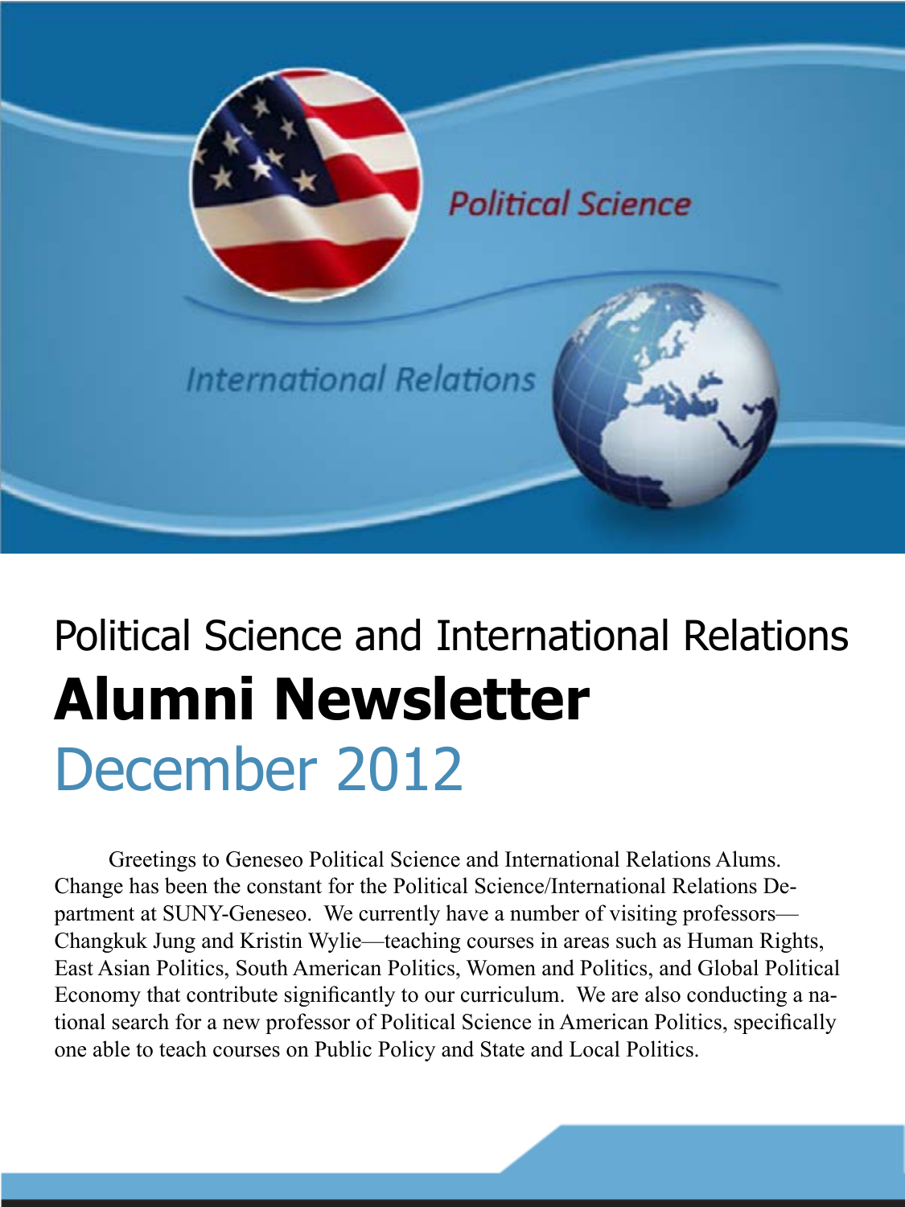Political Science

International Relations

# Political Science and International Relations

# **Alumni Newsletter**

## December 2012

Greetings to Geneseo Political Science and International Relations Alums. Change has been the constant for the Political Science/International Relations Department at SUNY-Geneseo. We currently have a number of visiting professors—Changkuk Jung and Kristin Wylie—teaching courses in areas such as Human Rights, East Asian Politics, South American Politics, Women and Politics, and Global Political Economy that contribute significantly to our curriculum. We are also conducting a national search for a new professor of Political Science in American Politics, specifically one able to teach courses on Public Policy and State and Local Politics.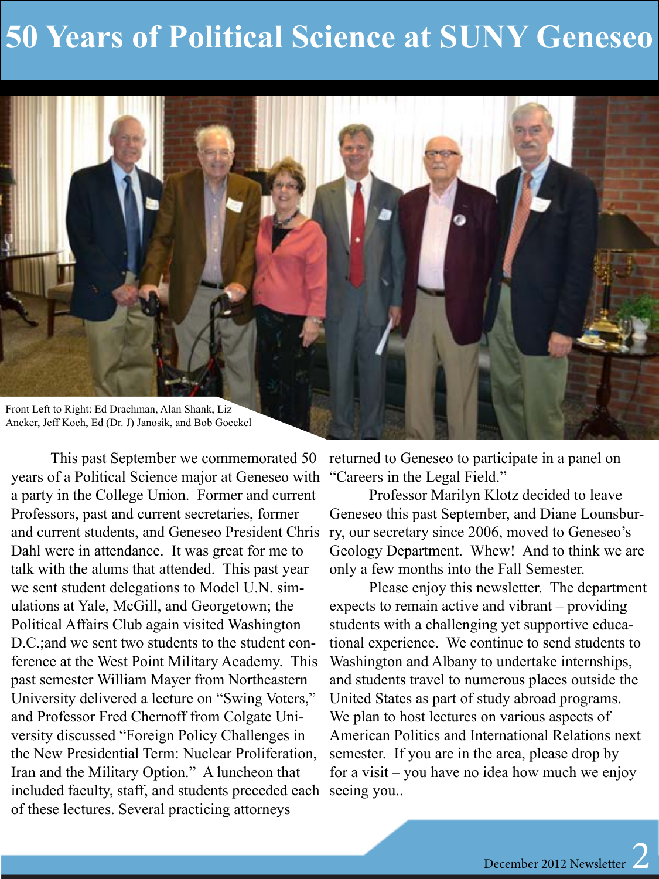# 50 Years of Political Science at SUNY Geneseo

Front Left to Right: Ed Drachman, Alan Shank, Liz Ancker, Jeff Koch, Ed (Dr. J) Janosik, and Bob Goeckel

This past September we commemorated 50 years of a Political Science major at Geneseo with a party in the College Union. Former and current Professors, past and current secretaries, former and current students, and Geneseo President Chris Dahl were in attendance. It was great for me to talk with the alums that attended. This past year we sent student delegations to Model U.N. simulations at Yale, McGill, and Georgetown; the Political Affairs Club again visited Washington D.C.;and we sent two students to the student conference at the West Point Military Academy. This past semester William Mayer from Northeastern University delivered a lecture on "Swing Voters," and Professor Fred Chernoff from Colgate University discussed "Foreign Policy Challenges in the New Presidential Term: Nuclear Proliferation, Iran and the Military Option." A luncheon that included faculty, staff, and students preceded each of these lectures. Several practicing attorneys returned to Geneseo to participate in a panel on "Careers in the Legal Field."

Professor Marilyn Klotz decided to leave Geneseo this past September, and Diane Lounsbury, our secretary since 2006, moved to Geneseo's Geology Department. Whew! And to think we are only a few months into the Fall Semester.

Please enjoy this newsletter. The department expects to remain active and vibrant – providing students with a challenging yet supportive educational experience. We continue to send students to Washington and Albany to undertake internships, and students travel to numerous places outside the United States as part of study abroad programs. We plan to host lectures on various aspects of American Politics and International Relations next semester. If you are in the area, please drop by for a visit – you have no idea how much we enjoy seeing you..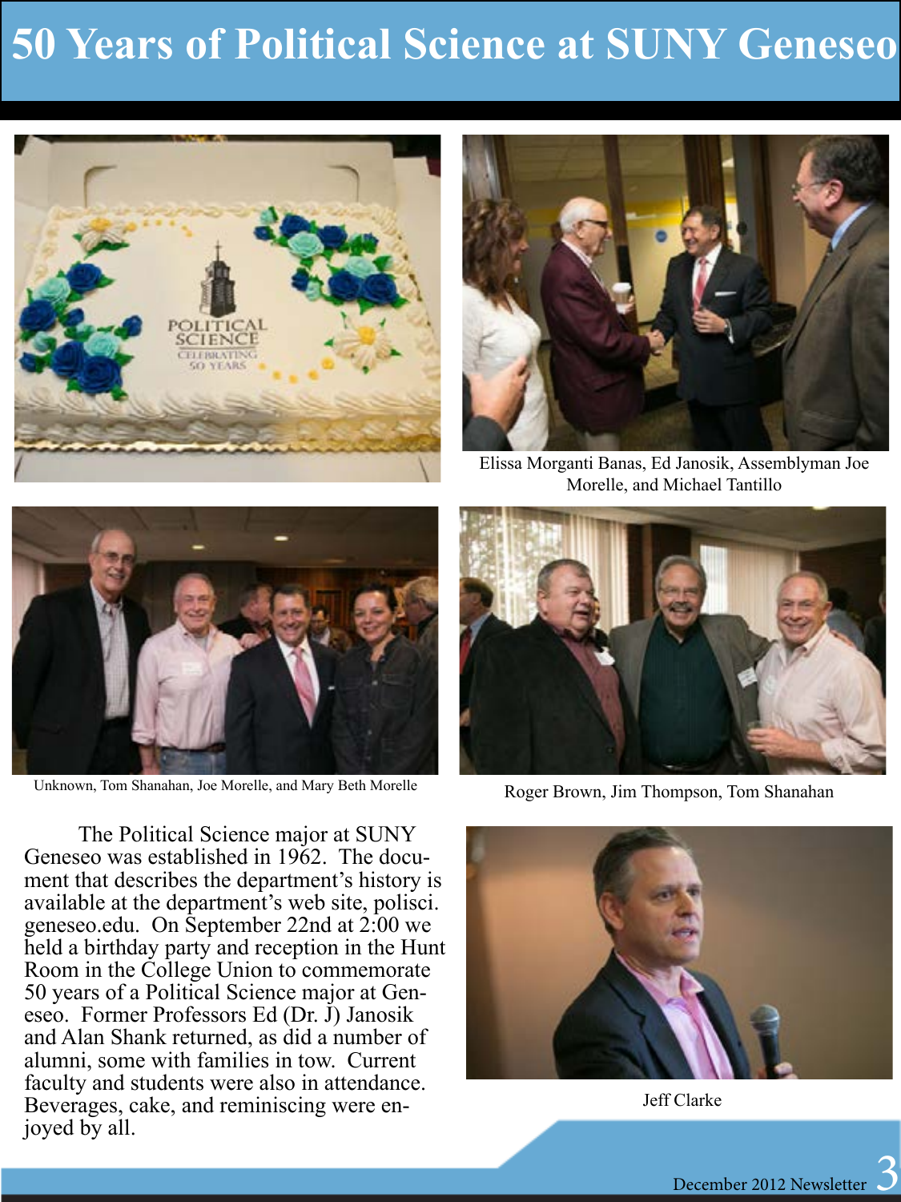# 50 Years of Political Science at SUNY Geneseo

Elissa Morganti Banas, Ed Janosik, Assemblyman Joe Morelle, and Michael Tantillo

Unknown, Tom Shanahan, Joe Morelle, and Mary Beth Morelle

Roger Brown, Jim Thompson, Tom Shanahan

The Political Science major at SUNY Geneseo was established in 1962. The document that describes the department's history is available at the department's web site, polisci.geneseo.edu. On September 22nd at 2:00 we held a birthday party and reception in the Hunt Room in the College Union to commemorate 50 years of a Political Science major at Geneseo. Former Professors Ed (Dr. J) Janosik and Alan Shank returned, as did a number of alumni, some with families in tow. Current faculty and students were also in attendance. Beverages, cake, and reminiscing were enjoyed by all.

Jeff Clarke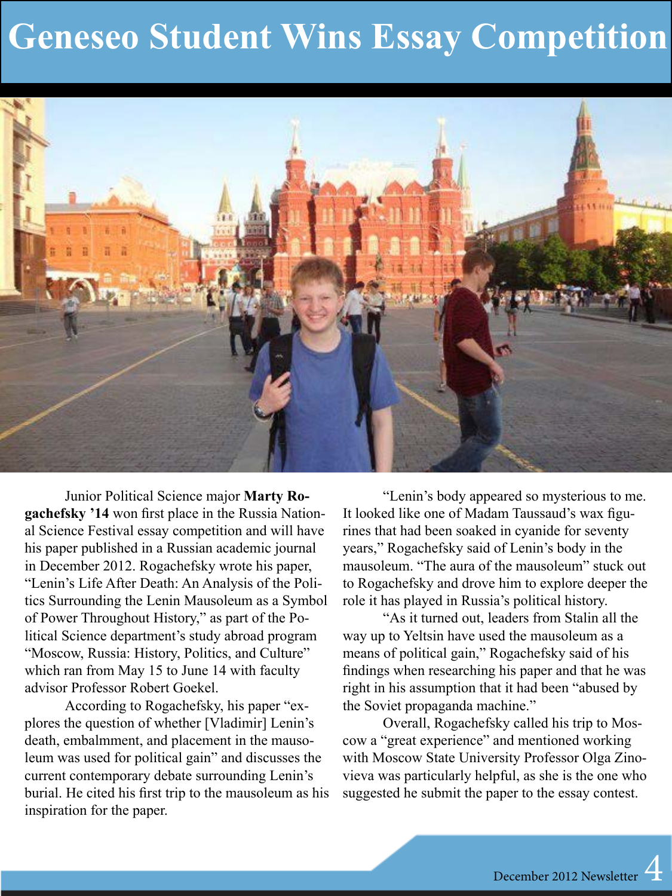# Geneseo Student Wins Essay Competition

Junior Political Science major **Marty Rogachefsky '14** won first place in the Russia National Science Festival essay competition and will have his paper published in a Russian academic journal in December 2012. Rogachefsky wrote his paper, "Lenin's Life After Death: An Analysis of the Politics Surrounding the Lenin Mausoleum as a Symbol of Power Throughout History," as part of the Political Science department's study abroad program "Moscow, Russia: History, Politics, and Culture" which ran from May 15 to June 14 with faculty advisor Professor Robert Goekel.

According to Rogachefsky, his paper "explores the question of whether [Vladimir] Lenin's death, embalmment, and placement in the mausoleum was used for political gain" and discusses the current contemporary debate surrounding Lenin's burial. He cited his first trip to the mausoleum as his inspiration for the paper.

"Lenin's body appeared so mysterious to me. It looked like one of Madam Taussaud's wax figurines that had been soaked in cyanide for seventy years," Rogachefsky said of Lenin's body in the mausoleum. "The aura of the mausoleum" stuck out to Rogachefsky and drove him to explore deeper the role it has played in Russia's political history.

"As it turned out, leaders from Stalin all the way up to Yeltsin have used the mausoleum as a means of political gain," Rogachefsky said of his findings when researching his paper and that he was right in his assumption that it had been "abused by the Soviet propaganda machine."

Overall, Rogachefsky called his trip to Moscow a "great experience" and mentioned working with Moscow State University Professor Olga Zinovieva was particularly helpful, as she is the one who suggested he submit the paper to the essay contest.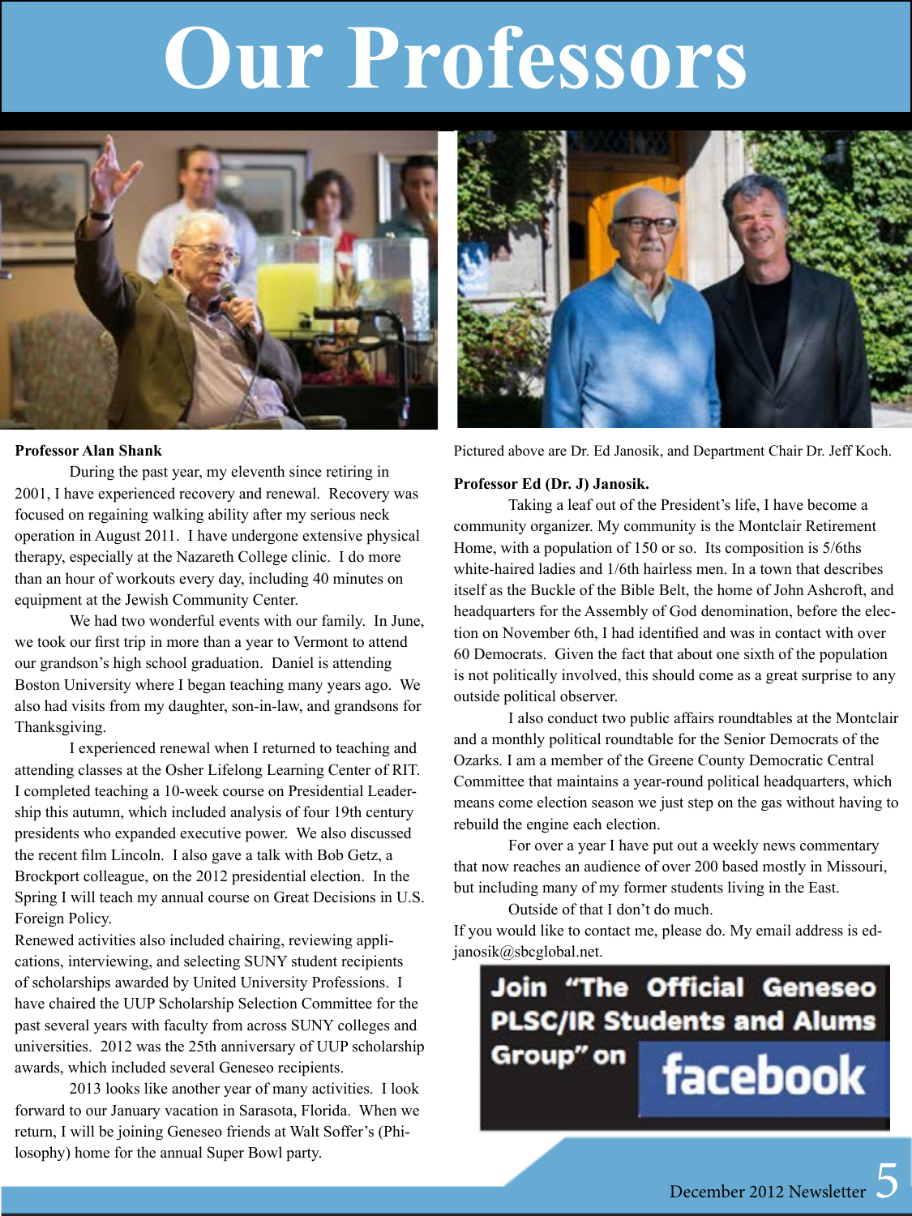# Our Professors

**Professor Alan Shank**

During the past year, my eleventh since retiring in 2001, I have experienced recovery and renewal. Recovery was focused on regaining walking ability after my serious neck operation in August 2011. I have undergone extensive physical therapy, especially at the Nazareth College clinic. I do more than an hour of workouts every day, including 40 minutes on equipment at the Jewish Community Center.

We had two wonderful events with our family. In June, we took our first trip in more than a year to Vermont to attend our grandson's high school graduation. Daniel is attending Boston University where I began teaching many years ago. We also had visits from my daughter, son-in-law, and grandsons for Thanksgiving.

I experienced renewal when I returned to teaching and attending classes at the Osher Lifelong Learning Center of RIT. I completed teaching a 10-week course on Presidential Leadership this autumn, which included analysis of four 19th century presidents who expanded executive power. We also discussed the recent film Lincoln. I also gave a talk with Bob Getz, a Brockport colleague, on the 2012 presidential election. In the Spring I will teach my annual course on Great Decisions in U.S. Foreign Policy.

Renewed activities also included chairing, reviewing applications, interviewing, and selecting SUNY student recipients of scholarships awarded by United University Professions. I have chaired the UUP Scholarship Selection Committee for the past several years with faculty from across SUNY colleges and universities. 2012 was the 25th anniversary of UUP scholarship awards, which included several Geneseo recipients.

2013 looks like another year of many activities. I look forward to our January vacation in Sarasota, Florida. When we return, I will be joining Geneseo friends at Walt Soffer's (Philosophy) home for the annual Super Bowl party.

Pictured above are Dr. Ed Janosik, and Department Chair Dr. Jeff Koch.

**Professor Ed (Dr. J) Janosik.**

Taking a leaf out of the President's life, I have become a community organizer. My community is the Montclair Retirement Home, with a population of 150 or so. Its composition is 5/6ths white-haired ladies and 1/6th hairless men. In a town that describes itself as the Buckle of the Bible Belt, the home of John Ashcroft, and headquarters for the Assembly of God denomination, before the election on November 6th, I had identified and was in contact with over 60 Democrats. Given the fact that about one sixth of the population is not politically involved, this should come as a great surprise to any outside political observer.

I also conduct two public affairs roundtables at the Montclair and a monthly political roundtable for the Senior Democrats of the Ozarks. I am a member of the Greene County Democratic Central Committee that maintains a year-round political headquarters, which means come election season we just step on the gas without having to rebuild the engine each election.

For over a year I have put out a weekly news commentary that now reaches an audience of over 200 based mostly in Missouri, but including many of my former students living in the East.

Outside of that I don't do much.

If you would like to contact me, please do. My email address is ed-janosik@sbcglobal.net.

**Join "The Official Geneseo PLSC/IR Students and Alums Group" on facebook**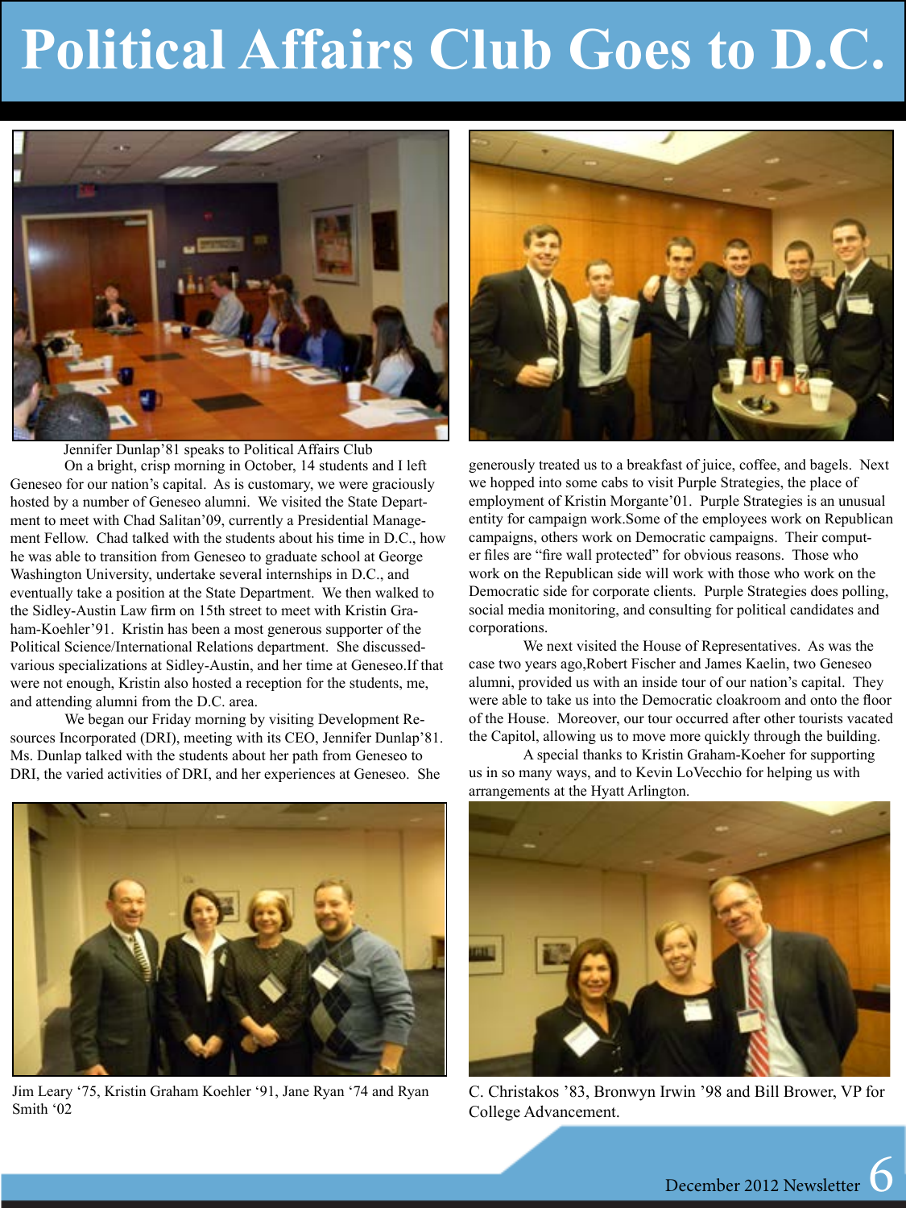# Political Affairs Club Goes to D.C.

Jennifer Dunlap'81 speaks to Political Affairs Club

On a bright, crisp morning in October, 14 students and I left Geneseo for our nation's capital. As is customary, we were graciously hosted by a number of Geneseo alumni. We visited the State Department to meet with Chad Salitan'09, currently a Presidential Management Fellow. Chad talked with the students about his time in D.C., how he was able to transition from Geneseo to graduate school at George Washington University, undertake several internships in D.C., and eventually take a position at the State Department. We then walked to the Sidley-Austin Law firm on 15th street to meet with Kristin Graham-Koehler'91. Kristin has been a most generous supporter of the Political Science/International Relations department. She discussed various specializations at Sidley-Austin, and her time at Geneseo. If that were not enough, Kristin also hosted a reception for the students, me, and attending alumni from the D.C. area.

We began our Friday morning by visiting Development Resources Incorporated (DRI), meeting with its CEO, Jennifer Dunlap'81. Ms. Dunlap talked with the students about her path from Geneseo to DRI, the varied activities of DRI, and her experiences at Geneseo. She generously treated us to a breakfast of juice, coffee, and bagels. Next we hopped into some cabs to visit Purple Strategies, the place of employment of Kristin Morgante'01. Purple Strategies is an unusual entity for campaign work. Some of the employees work on Republican campaigns, others work on Democratic campaigns. Their computer files are "fire wall protected" for obvious reasons. Those who work on the Republican side will work with those who work on the Democratic side for corporate clients. Purple Strategies does polling, social media monitoring, and consulting for political candidates and corporations.

We next visited the House of Representatives. As was the case two years ago, Robert Fischer and James Kaelin, two Geneseo alumni, provided us with an inside tour of our nation's capital. They were able to take us into the Democratic cloakroom and onto the floor of the House. Moreover, our tour occurred after other tourists vacated the Capitol, allowing us to move more quickly through the building.

A special thanks to Kristin Graham-Koeher for supporting us in so many ways, and to Kevin LoVecchio for helping us with arrangements at the Hyatt Arlington.

Jim Leary '75, Kristin Graham Koehler '91, Jane Ryan '74 and Ryan Smith '02

C. Christakos '83, Bronwyn Irwin '98 and Bill Brower, VP for College Advancement.

December 2012 Newsletter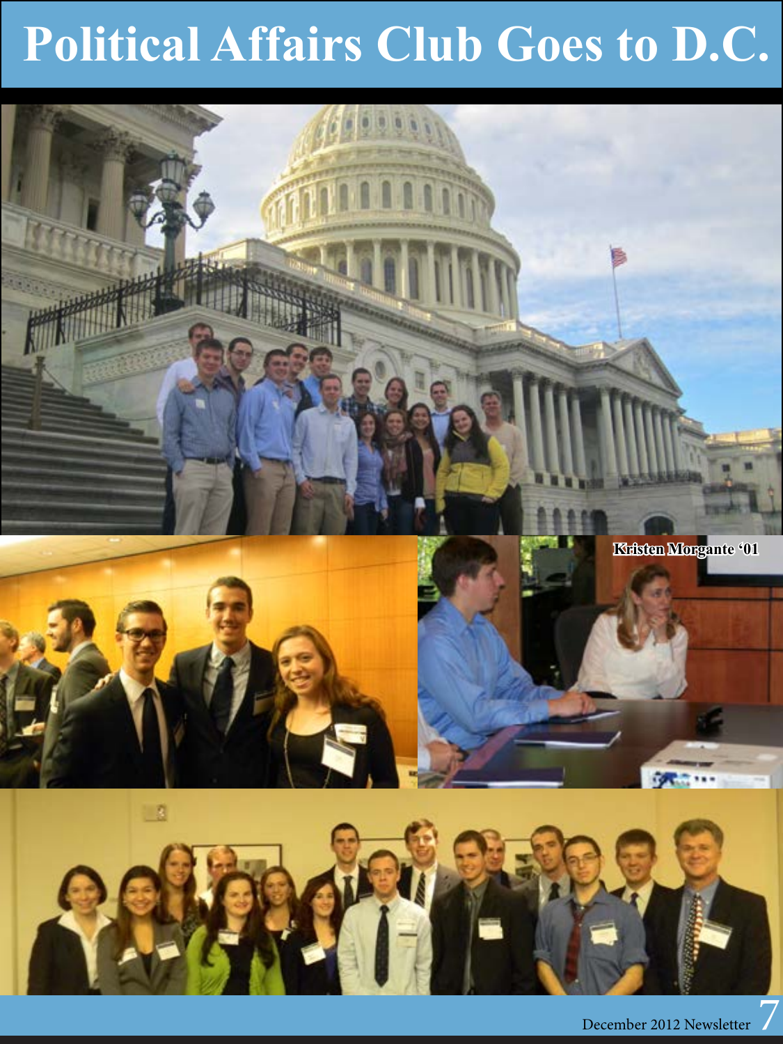# Political Affairs Club Goes to D.C.

Kristen Morgante '01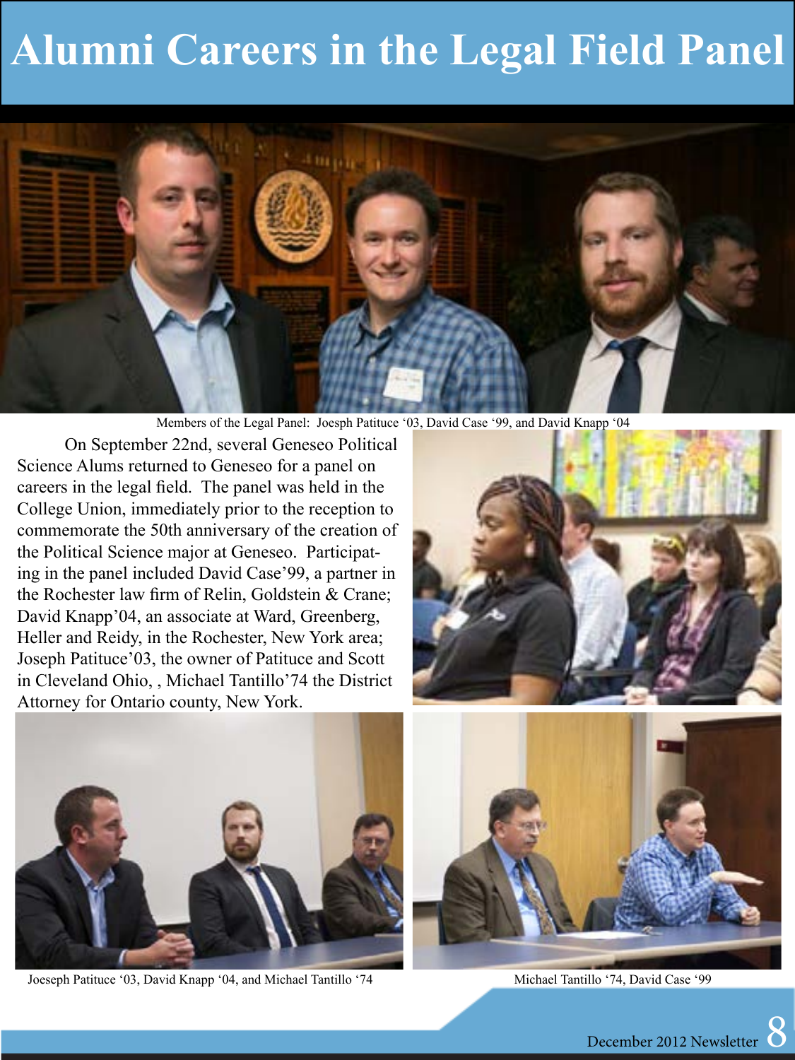# Alumni Careers in the Legal Field Panel

Members of the Legal Panel: Joesph Patituce '03, David Case '99, and David Knapp '04

On September 22nd, several Geneseo Political Science Alums returned to Geneseo for a panel on careers in the legal field. The panel was held in the College Union, immediately prior to the reception to commemorate the 50th anniversary of the creation of the Political Science major at Geneseo. Participating in the panel included David Case'99, a partner in the Rochester law firm of Relin, Goldstein & Crane; David Knapp'04, an associate at Ward, Greenberg, Heller and Reidy, in the Rochester, New York area; Joseph Patituce'03, the owner of Patituce and Scott in Cleveland Ohio, , Michael Tantillo'74 the District Attorney for Ontario county, New York.

Joeseph Patituce '03, David Knapp '04, and Michael Tantillo '74

Michael Tantillo '74, David Case '99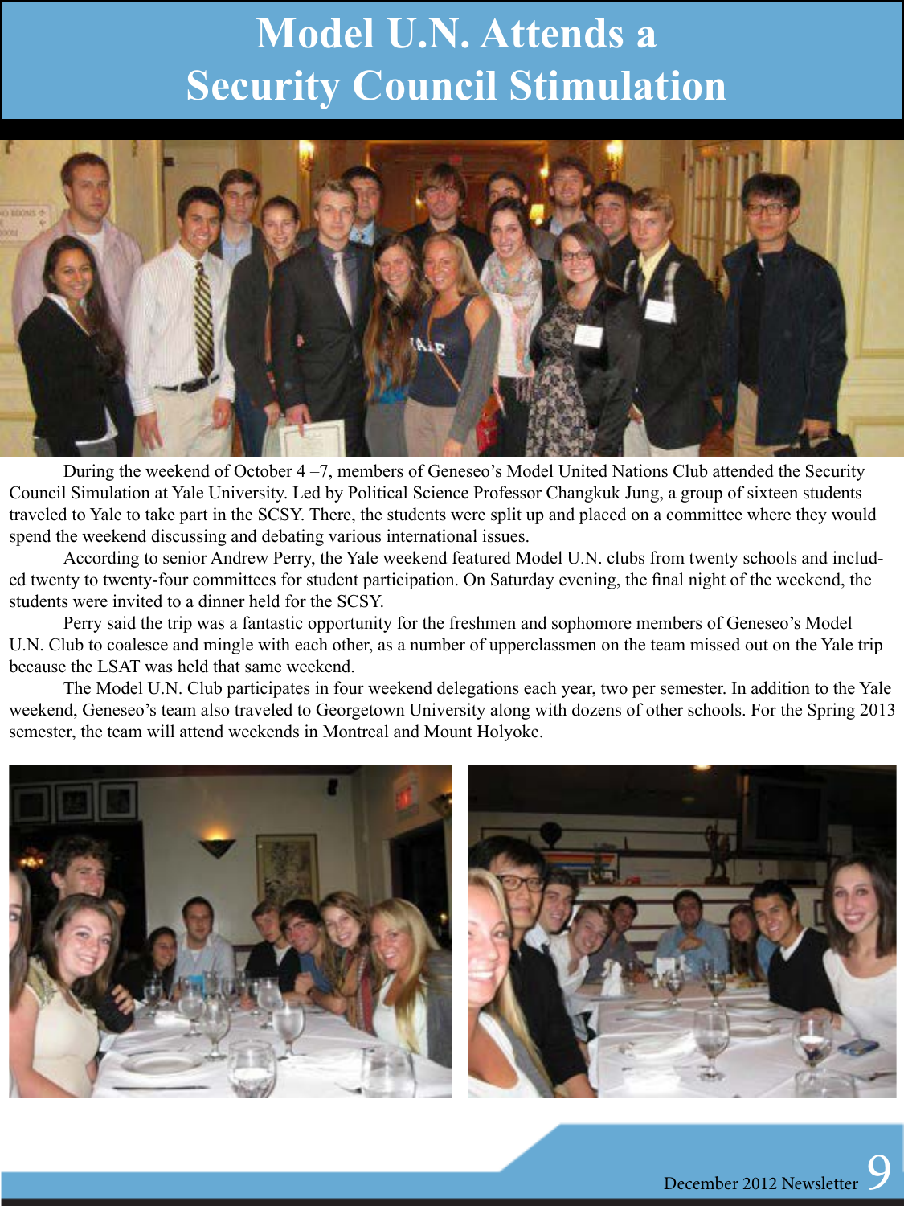# Model U.N. Attends a Security Council Stimulation

During the weekend of October 4 –7, members of Geneseo's Model United Nations Club attended the Security Council Simulation at Yale University. Led by Political Science Professor Changkuk Jung, a group of sixteen students traveled to Yale to take part in the SCSY. There, the students were split up and placed on a committee where they would spend the weekend discussing and debating various international issues.

According to senior Andrew Perry, the Yale weekend featured Model U.N. clubs from twenty schools and included twenty to twenty-four committees for student participation. On Saturday evening, the final night of the weekend, the students were invited to a dinner held for the SCSY.

Perry said the trip was a fantastic opportunity for the freshmen and sophomore members of Geneseo's Model U.N. Club to coalesce and mingle with each other, as a number of upperclassmen on the team missed out on the Yale trip because the LSAT was held that same weekend.

The Model U.N. Club participates in four weekend delegations each year, two per semester. In addition to the Yale weekend, Geneseo's team also traveled to Georgetown University along with dozens of other schools. For the Spring 2013 semester, the team will attend weekends in Montreal and Mount Holyoke.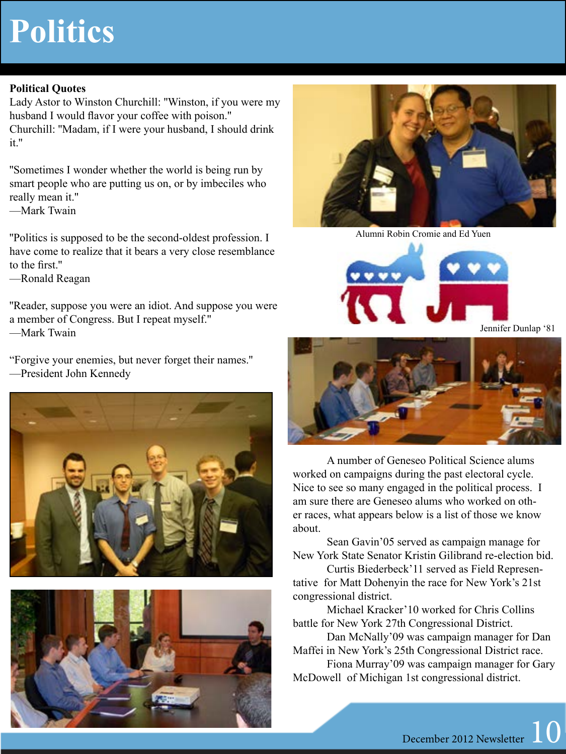# Politics

**Political Quotes**

Lady Astor to Winston Churchill: "Winston, if you were my husband I would flavor your coffee with poison."
Churchill: "Madam, if I were your husband, I should drink it."

"Sometimes I wonder whether the world is being run by smart people who are putting us on, or by imbeciles who really mean it."
—Mark Twain

"Politics is supposed to be the second-oldest profession. I have come to realize that it bears a very close resemblance to the first."
—Ronald Reagan

"Reader, suppose you were an idiot. And suppose you were a member of Congress. But I repeat myself."
—Mark Twain

"Forgive your enemies, but never forget their names."
—President John Kennedy

Alumni Robin Cromie and Ed Yuen

Jennifer Dunlap '81

A number of Geneseo Political Science alums worked on campaigns during the past electoral cycle. Nice to see so many engaged in the political process. I am sure there are Geneseo alums who worked on other races, what appears below is a list of those we know about.

Sean Gavin'05 served as campaign manage for New York State Senator Kristin Gilibrand re-election bid.

Curtis Biederbeck'11 served as Field Representative for Matt Dohenyin the race for New York's 21st congressional district.

Michael Kracker'10 worked for Chris Collins battle for New York 27th Congressional District.

Dan McNally'09 was campaign manager for Dan Maffei in New York's 25th Congressional District race.

Fiona Murray'09 was campaign manager for Gary McDowell of Michigan 1st congressional district.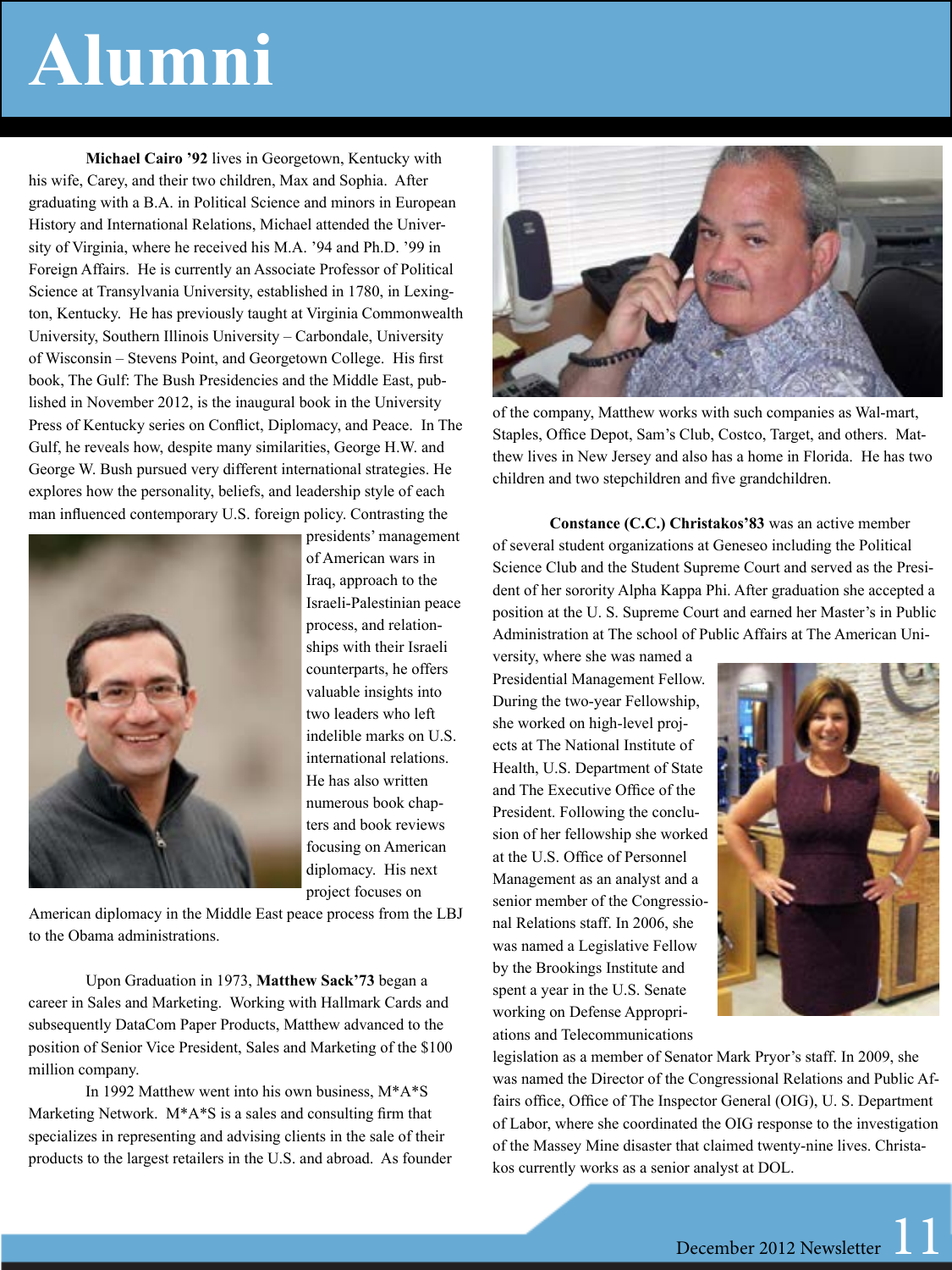# Alumni

**Michael Cairo '92** lives in Georgetown, Kentucky with his wife, Carey, and their two children, Max and Sophia. After graduating with a B.A. in Political Science and minors in European History and International Relations, Michael attended the University of Virginia, where he received his M.A. '94 and Ph.D. '99 in Foreign Affairs. He is currently an Associate Professor of Political Science at Transylvania University, established in 1780, in Lexington, Kentucky. He has previously taught at Virginia Commonwealth University, Southern Illinois University – Carbondale, University of Wisconsin – Stevens Point, and Georgetown College. His first book, The Gulf: The Bush Presidencies and the Middle East, published in November 2012, is the inaugural book in the University Press of Kentucky series on Conflict, Diplomacy, and Peace. In The Gulf, he reveals how, despite many similarities, George H.W. and George W. Bush pursued very different international strategies. He explores how the personality, beliefs, and leadership style of each man influenced contemporary U.S. foreign policy. Contrasting the presidents' management of American wars in Iraq, approach to the Israeli-Palestinian peace process, and relationships with their Israeli counterparts, he offers valuable insights into two leaders who left indelible marks on U.S. international relations. He has also written numerous book chapters and book reviews focusing on American diplomacy. His next project focuses on American diplomacy in the Middle East peace process from the LBJ to the Obama administrations.

Upon Graduation in 1973, **Matthew Sack'73** began a career in Sales and Marketing. Working with Hallmark Cards and subsequently DataCom Paper Products, Matthew advanced to the position of Senior Vice President, Sales and Marketing of the $100 million company.

In 1992 Matthew went into his own business, M*A*S Marketing Network. M*A*S is a sales and consulting firm that specializes in representing and advising clients in the sale of their products to the largest retailers in the U.S. and abroad. As founder of the company, Matthew works with such companies as Wal-mart, Staples, Office Depot, Sam's Club, Costco, Target, and others. Matthew lives in New Jersey and also has a home in Florida. He has two children and two stepchildren and five grandchildren.

**Constance (C.C.) Christakos'83** was an active member of several student organizations at Geneseo including the Political Science Club and the Student Supreme Court and served as the President of her sorority Alpha Kappa Phi. After graduation she accepted a position at the U. S. Supreme Court and earned her Master's in Public Administration at The school of Public Affairs at The American University, where she was named a Presidential Management Fellow. During the two-year Fellowship, she worked on high-level projects at The National Institute of Health, U.S. Department of State and The Executive Office of the President. Following the conclusion of her fellowship she worked at the U.S. Office of Personnel Management as an analyst and a senior member of the Congressional Relations staff. In 2006, she was named a Legislative Fellow by the Brookings Institute and spent a year in the U.S. Senate working on Defense Appropriations and Telecommunications legislation as a member of Senator Mark Pryor's staff. In 2009, she was named the Director of the Congressional Relations and Public Affairs office, Office of The Inspector General (OIG), U. S. Department of Labor, where she coordinated the OIG response to the investigation of the Massey Mine disaster that claimed twenty-nine lives. Christakos currently works as a senior analyst at DOL.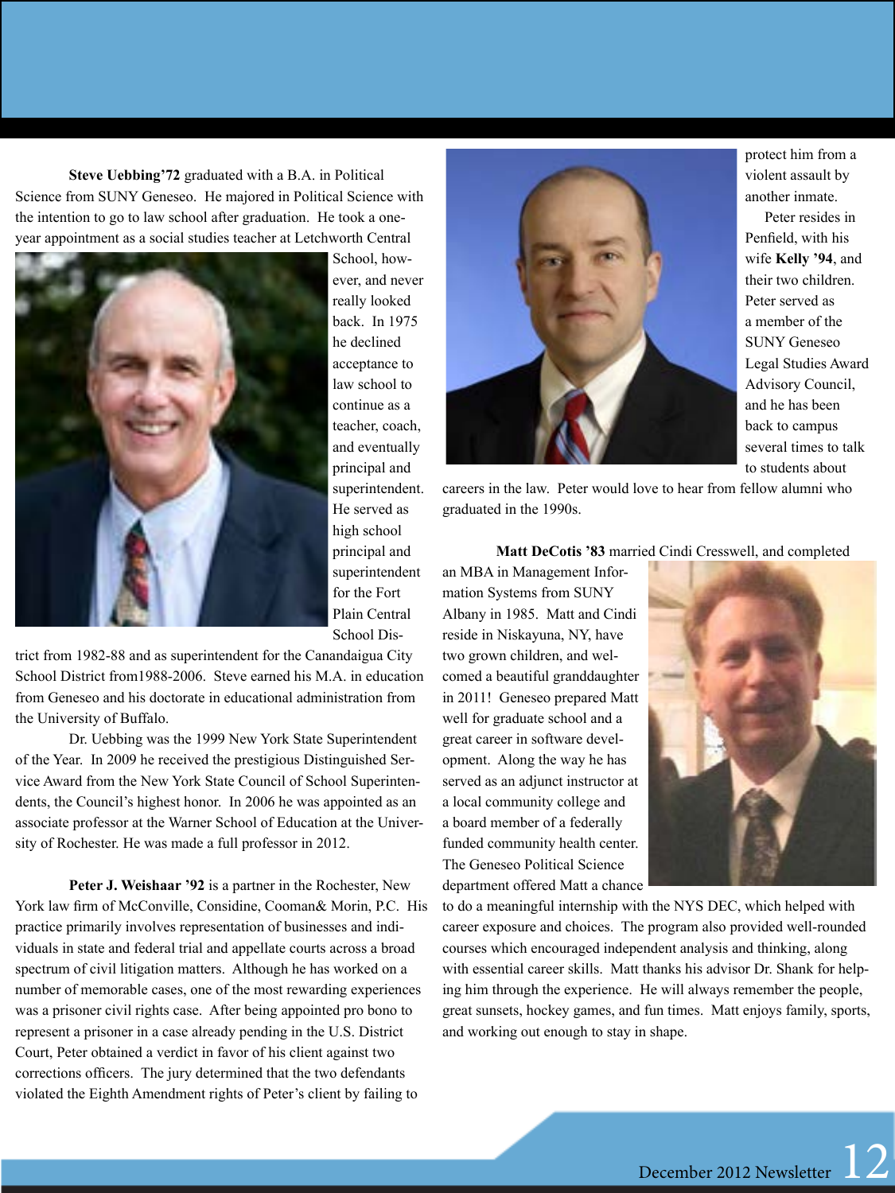**Steve Uebbing'72** graduated with a B.A. in Political Science from SUNY Geneseo. He majored in Political Science with the intention to go to law school after graduation. He took a one-year appointment as a social studies teacher at Letchworth Central School, however, and never really looked back. In 1975 he declined acceptance to law school to continue as a teacher, coach, and eventually principal and superintendent. He served as high school principal and superintendent for the Fort Plain Central School District from 1982-88 and as superintendent for the Canandaigua City School District from1988-2006. Steve earned his M.A. in education from Geneseo and his doctorate in educational administration from the University of Buffalo.

Dr. Uebbing was the 1999 New York State Superintendent of the Year. In 2009 he received the prestigious Distinguished Service Award from the New York State Council of School Superintendents, the Council's highest honor. In 2006 he was appointed as an associate professor at the Warner School of Education at the University of Rochester. He was made a full professor in 2012.

**Peter J. Weishaar '92** is a partner in the Rochester, New York law firm of McConville, Considine, Cooman& Morin, P.C. His practice primarily involves representation of businesses and individuals in state and federal trial and appellate courts across a broad spectrum of civil litigation matters. Although he has worked on a number of memorable cases, one of the most rewarding experiences was a prisoner civil rights case. After being appointed pro bono to represent a prisoner in a case already pending in the U.S. District Court, Peter obtained a verdict in favor of his client against two corrections officers. The jury determined that the two defendants violated the Eighth Amendment rights of Peter's client by failing to protect him from a violent assault by another inmate.

Peter resides in Penfield, with his wife **Kelly '94**, and their two children. Peter served as a member of the SUNY Geneseo Legal Studies Award Advisory Council, and he has been back to campus several times to talk to students about careers in the law. Peter would love to hear from fellow alumni who graduated in the 1990s.

**Matt DeCotis '83** married Cindi Cresswell, and completed an MBA in Management Information Systems from SUNY Albany in 1985. Matt and Cindi reside in Niskayuna, NY, have two grown children, and welcomed a beautiful granddaughter in 2011! Geneseo prepared Matt well for graduate school and a great career in software development. Along the way he has served as an adjunct instructor at a local community college and a board member of a federally funded community health center. The Geneseo Political Science department offered Matt a chance to do a meaningful internship with the NYS DEC, which helped with career exposure and choices. The program also provided well-rounded courses which encouraged independent analysis and thinking, along with essential career skills. Matt thanks his advisor Dr. Shank for helping him through the experience. He will always remember the people, great sunsets, hockey games, and fun times. Matt enjoys family, sports, and working out enough to stay in shape.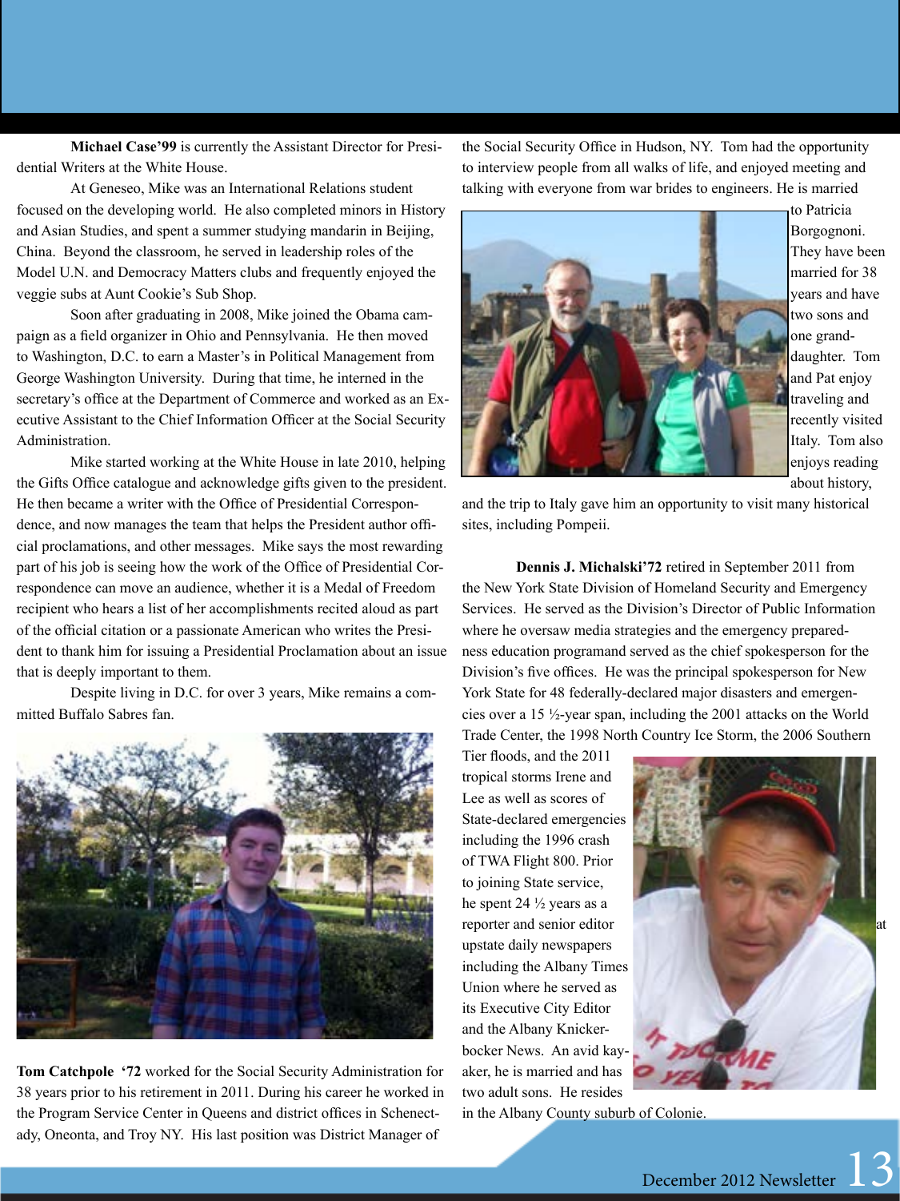**Michael Case'99** is currently the Assistant Director for Presidential Writers at the White House.

At Geneseo, Mike was an International Relations student focused on the developing world. He also completed minors in History and Asian Studies, and spent a summer studying mandarin in Beijing, China. Beyond the classroom, he served in leadership roles of the Model U.N. and Democracy Matters clubs and frequently enjoyed the veggie subs at Aunt Cookie's Sub Shop.

Soon after graduating in 2008, Mike joined the Obama campaign as a field organizer in Ohio and Pennsylvania. He then moved to Washington, D.C. to earn a Master's in Political Management from George Washington University. During that time, he interned in the secretary's office at the Department of Commerce and worked as an Executive Assistant to the Chief Information Officer at the Social Security Administration.

Mike started working at the White House in late 2010, helping the Gifts Office catalogue and acknowledge gifts given to the president. He then became a writer with the Office of Presidential Correspondence, and now manages the team that helps the President author official proclamations, and other messages. Mike says the most rewarding part of his job is seeing how the work of the Office of Presidential Correspondence can move an audience, whether it is a Medal of Freedom recipient who hears a list of her accomplishments recited aloud as part of the official citation or a passionate American who writes the President to thank him for issuing a Presidential Proclamation about an issue that is deeply important to them.

Despite living in D.C. for over 3 years, Mike remains a committed Buffalo Sabres fan.

**Tom Catchpole '72** worked for the Social Security Administration for 38 years prior to his retirement in 2011. During his career he worked in the Program Service Center in Queens and district offices in Schenectady, Oneonta, and Troy NY. His last position was District Manager of the Social Security Office in Hudson, NY. Tom had the opportunity to interview people from all walks of life, and enjoyed meeting and talking with everyone from war brides to engineers. He is married to Patricia Borgognoni. They have been married for 38 years and have two sons and one granddaughter. Tom and Pat enjoy traveling and recently visited Italy. Tom also enjoys reading about history, and the trip to Italy gave him an opportunity to visit many historical sites, including Pompeii.

**Dennis J. Michalski'72** retired in September 2011 from the New York State Division of Homeland Security and Emergency Services. He served as the Division's Director of Public Information where he oversaw media strategies and the emergency preparedness education programand served as the chief spokesperson for the Division's five offices. He was the principal spokesperson for New York State for 48 federally-declared major disasters and emergencies over a 15 ½-year span, including the 2001 attacks on the World Trade Center, the 1998 North Country Ice Storm, the 2006 Southern Tier floods, and the 2011 tropical storms Irene and Lee as well as scores of State-declared emergencies including the 1996 crash of TWA Flight 800. Prior to joining State service, he spent 24 ½ years as a reporter and senior editor at upstate daily newspapers including the Albany Times Union where he served as its Executive City Editor and the Albany Knickerbocker News. An avid kayaker, he is married and has two adult sons. He resides in the Albany County suburb of Colonie.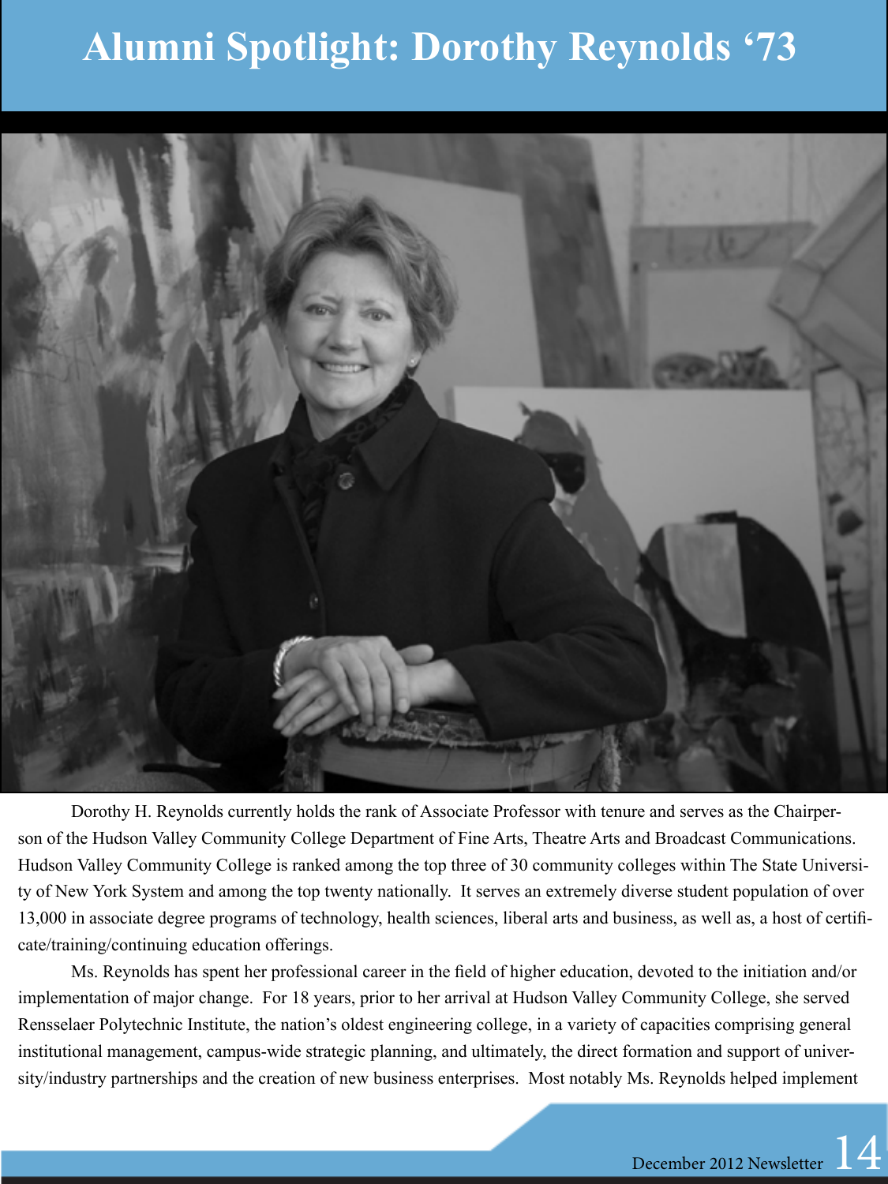# Alumni Spotlight: Dorothy Reynolds ‘73

Dorothy H. Reynolds currently holds the rank of Associate Professor with tenure and serves as the Chairperson of the Hudson Valley Community College Department of Fine Arts, Theatre Arts and Broadcast Communications. Hudson Valley Community College is ranked among the top three of 30 community colleges within The State University of New York System and among the top twenty nationally. It serves an extremely diverse student population of over 13,000 in associate degree programs of technology, health sciences, liberal arts and business, as well as, a host of certificate/training/continuing education offerings.

Ms. Reynolds has spent her professional career in the field of higher education, devoted to the initiation and/or implementation of major change. For 18 years, prior to her arrival at Hudson Valley Community College, she served Rensselaer Polytechnic Institute, the nation’s oldest engineering college, in a variety of capacities comprising general institutional management, campus-wide strategic planning, and ultimately, the direct formation and support of university/industry partnerships and the creation of new business enterprises. Most notably Ms. Reynolds helped implement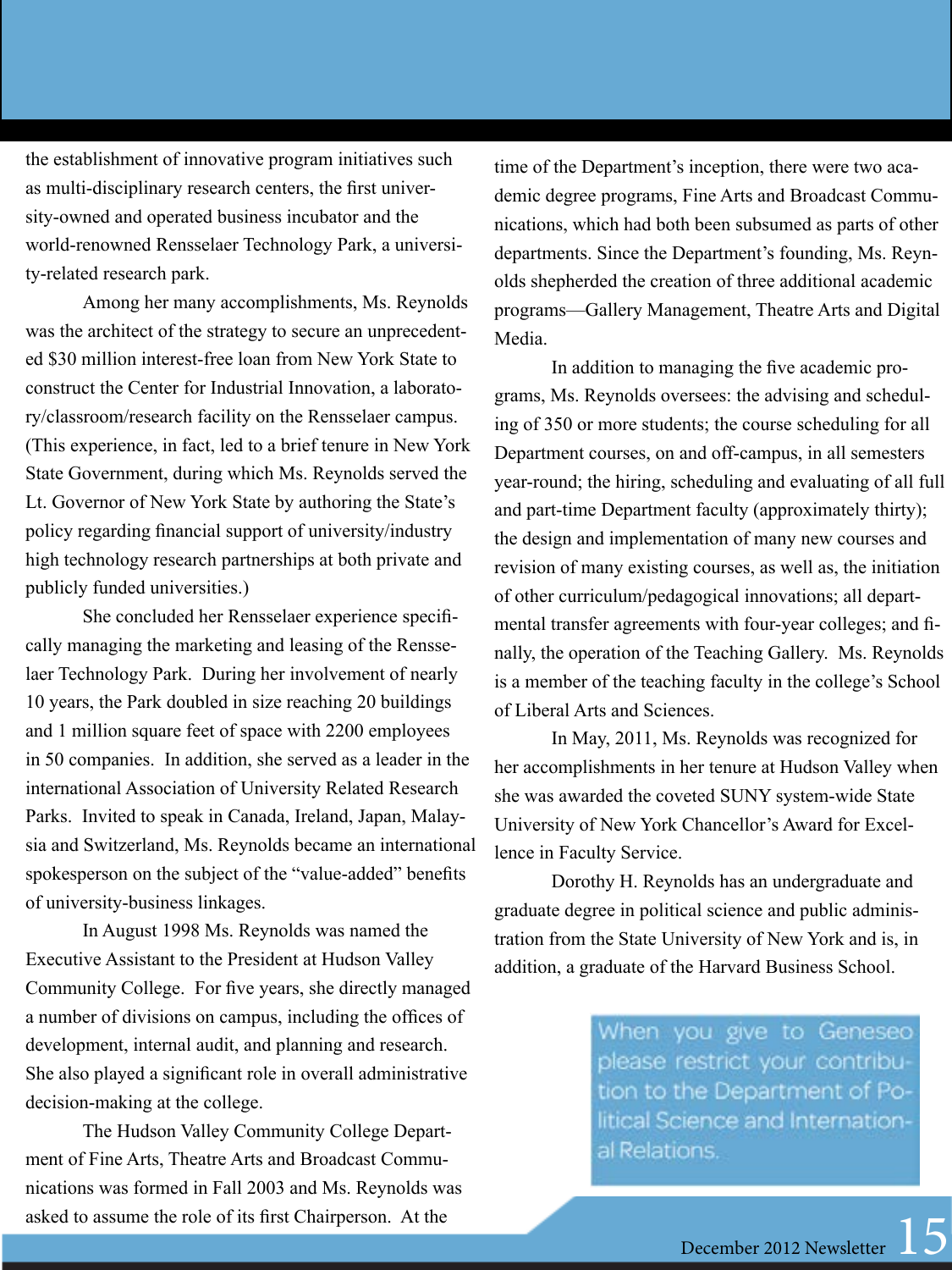the establishment of innovative program initiatives such as multi-disciplinary research centers, the first university-owned and operated business incubator and the world-renowned Rensselaer Technology Park, a university-related research park.

Among her many accomplishments, Ms. Reynolds was the architect of the strategy to secure an unprecedented $30 million interest-free loan from New York State to construct the Center for Industrial Innovation, a laboratory/classroom/research facility on the Rensselaer campus. (This experience, in fact, led to a brief tenure in New York State Government, during which Ms. Reynolds served the Lt. Governor of New York State by authoring the State's policy regarding financial support of university/industry high technology research partnerships at both private and publicly funded universities.)

She concluded her Rensselaer experience specifically managing the marketing and leasing of the Rensselaer Technology Park. During her involvement of nearly 10 years, the Park doubled in size reaching 20 buildings and 1 million square feet of space with 2200 employees in 50 companies. In addition, she served as a leader in the international Association of University Related Research Parks. Invited to speak in Canada, Ireland, Japan, Malaysia and Switzerland, Ms. Reynolds became an international spokesperson on the subject of the "value-added" benefits of university-business linkages.

In August 1998 Ms. Reynolds was named the Executive Assistant to the President at Hudson Valley Community College. For five years, she directly managed a number of divisions on campus, including the offices of development, internal audit, and planning and research. She also played a significant role in overall administrative decision-making at the college.

The Hudson Valley Community College Department of Fine Arts, Theatre Arts and Broadcast Communications was formed in Fall 2003 and Ms. Reynolds was asked to assume the role of its first Chairperson. At the time of the Department's inception, there were two academic degree programs, Fine Arts and Broadcast Communications, which had both been subsumed as parts of other departments. Since the Department's founding, Ms. Reynolds shepherded the creation of three additional academic programs—Gallery Management, Theatre Arts and Digital Media.

In addition to managing the five academic programs, Ms. Reynolds oversees: the advising and scheduling of 350 or more students; the course scheduling for all Department courses, on and off-campus, in all semesters year-round; the hiring, scheduling and evaluating of all full and part-time Department faculty (approximately thirty); the design and implementation of many new courses and revision of many existing courses, as well as, the initiation of other curriculum/pedagogical innovations; all departmental transfer agreements with four-year colleges; and finally, the operation of the Teaching Gallery. Ms. Reynolds is a member of the teaching faculty in the college's School of Liberal Arts and Sciences.

In May, 2011, Ms. Reynolds was recognized for her accomplishments in her tenure at Hudson Valley when she was awarded the coveted SUNY system-wide State University of New York Chancellor's Award for Excellence in Faculty Service.

Dorothy H. Reynolds has an undergraduate and graduate degree in political science and public administration from the State University of New York and is, in addition, a graduate of the Harvard Business School.

When you give to Geneseo please restrict your contribution to the Department of Political Science and International Relations.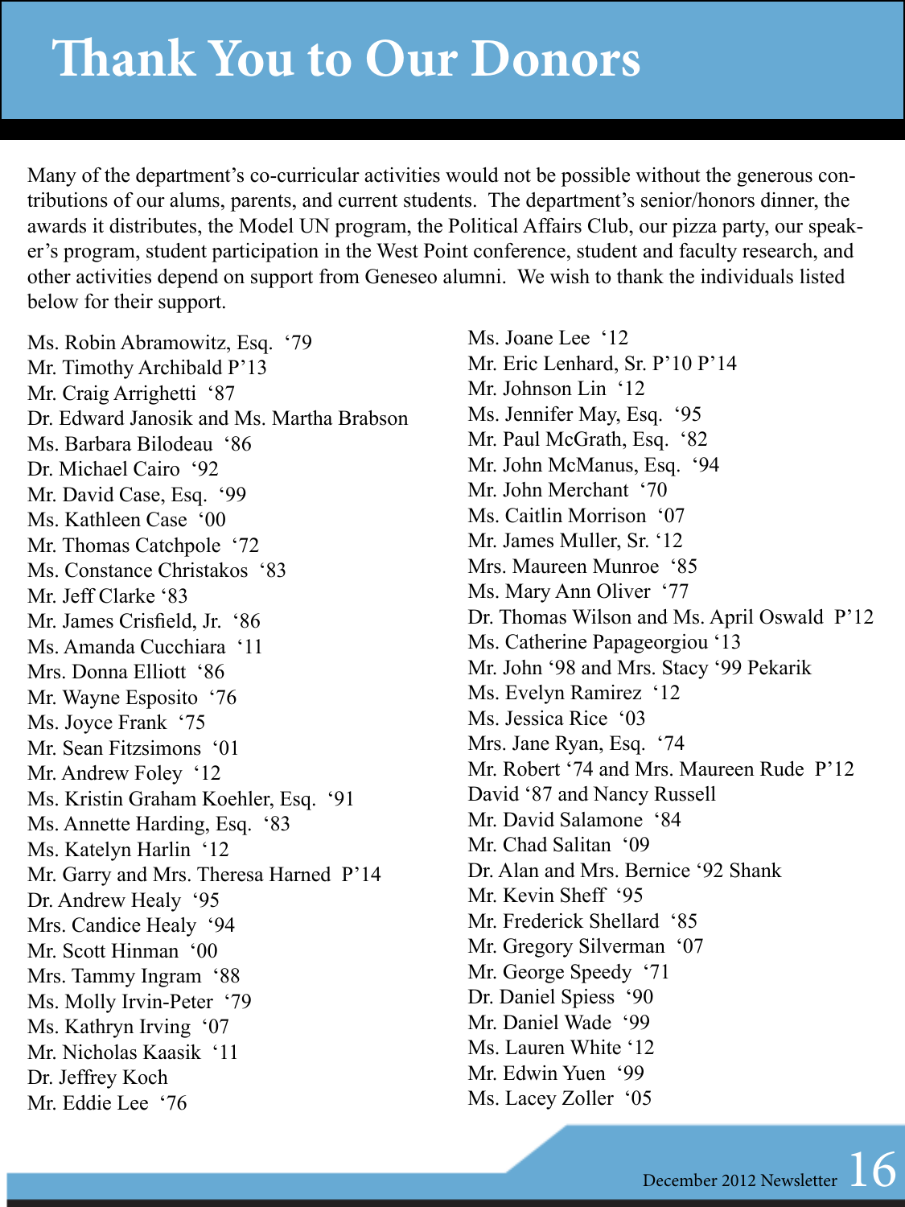# Thank You to Our Donors

Many of the department's co-curricular activities would not be possible without the generous contributions of our alums, parents, and current students. The department's senior/honors dinner, the awards it distributes, the Model UN program, the Political Affairs Club, our pizza party, our speaker's program, student participation in the West Point conference, student and faculty research, and other activities depend on support from Geneseo alumni. We wish to thank the individuals listed below for their support.

Ms. Robin Abramowitz, Esq. '79
Mr. Timothy Archibald P'13
Mr. Craig Arrighetti '87
Dr. Edward Janosik and Ms. Martha Brabson
Ms. Barbara Bilodeau '86
Dr. Michael Cairo '92
Mr. David Case, Esq. '99
Ms. Kathleen Case '00
Mr. Thomas Catchpole '72
Ms. Constance Christakos '83
Mr. Jeff Clarke '83
Mr. James Crisfield, Jr. '86
Ms. Amanda Cucchiara '11
Mrs. Donna Elliott '86
Mr. Wayne Esposito '76
Ms. Joyce Frank '75
Mr. Sean Fitzsimons '01
Mr. Andrew Foley '12
Ms. Kristin Graham Koehler, Esq. '91
Ms. Annette Harding, Esq. '83
Ms. Katelyn Harlin '12
Mr. Garry and Mrs. Theresa Harned P'14
Dr. Andrew Healy '95
Mrs. Candice Healy '94
Mr. Scott Hinman '00
Mrs. Tammy Ingram '88
Ms. Molly Irvin-Peter '79
Ms. Kathryn Irving '07
Mr. Nicholas Kaasik '11
Dr. Jeffrey Koch
Mr. Eddie Lee '76
Ms. Joane Lee '12
Mr. Eric Lenhard, Sr. P'10 P'14
Mr. Johnson Lin '12
Ms. Jennifer May, Esq. '95
Mr. Paul McGrath, Esq. '82
Mr. John McManus, Esq. '94
Mr. John Merchant '70
Ms. Caitlin Morrison '07
Mr. James Muller, Sr. '12
Mrs. Maureen Munroe '85
Ms. Mary Ann Oliver '77
Dr. Thomas Wilson and Ms. April Oswald P'12
Ms. Catherine Papageorgiou '13
Mr. John '98 and Mrs. Stacy '99 Pekarik
Ms. Evelyn Ramirez '12
Ms. Jessica Rice '03
Mrs. Jane Ryan, Esq. '74
Mr. Robert '74 and Mrs. Maureen Rude P'12
David '87 and Nancy Russell
Mr. David Salamone '84
Mr. Chad Salitan '09
Dr. Alan and Mrs. Bernice '92 Shank
Mr. Kevin Sheff '95
Mr. Frederick Shellard '85
Mr. Gregory Silverman '07
Mr. George Speedy '71
Dr. Daniel Spiess '90
Mr. Daniel Wade '99
Ms. Lauren White '12
Mr. Edwin Yuen '99
Ms. Lacey Zoller '05